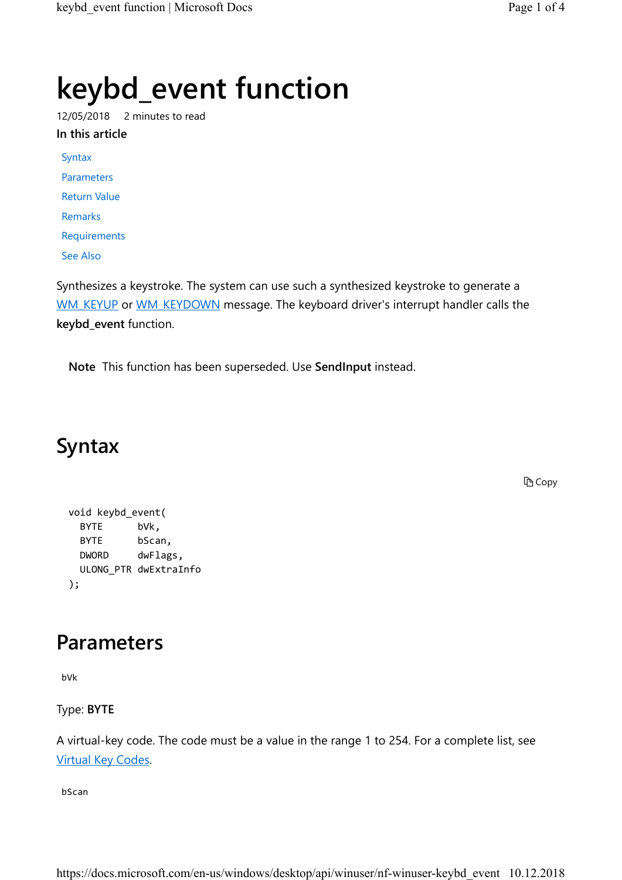# keybd_event function

12/05/2018 2 minutes to read

**In this article**

- Syntax
- Parameters
- Return Value
- Remarks
- Requirements
- See Also

Synthesizes a keystroke. The system can use such a synthesized keystroke to generate a WM_KEYUP or WM_KEYDOWN message. The keyboard driver's interrupt handler calls the **keybd_event** function.

**Note** This function has been superseded. Use **SendInput** instead.

## Syntax

```
void keybd_event(
  BYTE      bVk,
  BYTE      bScan,
  DWORD     dwFlags,
  ULONG_PTR dwExtraInfo
);
```

## Parameters

`bVk`

Type: **BYTE**

A virtual-key code. The code must be a value in the range 1 to 254. For a complete list, see Virtual Key Codes.

`bScan`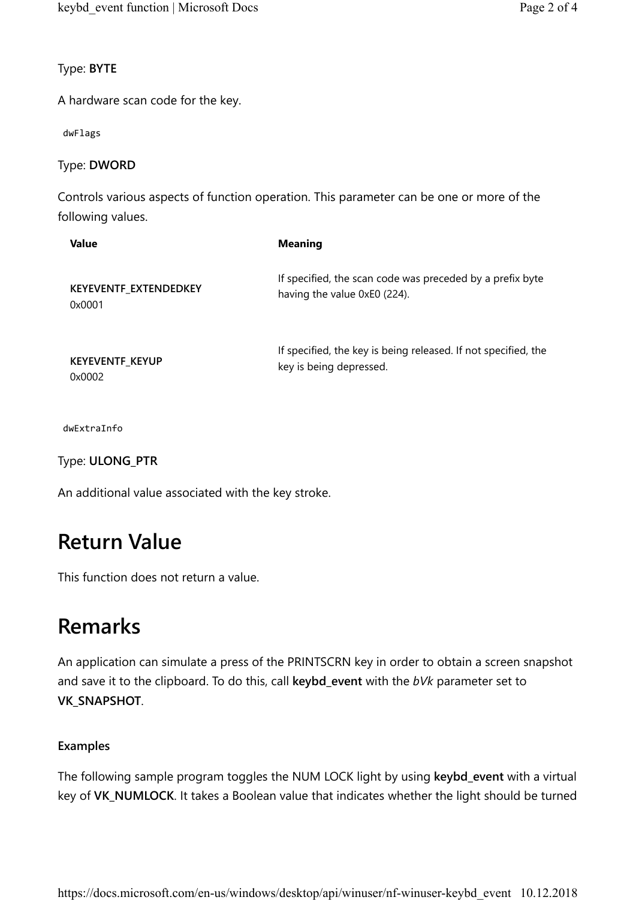Type: **BYTE**

A hardware scan code for the key.

`dwFlags`

Type: **DWORD**

Controls various aspects of function operation. This parameter can be one or more of the following values.

| Value | Meaning |
| --- | --- |
| **KEYEVENTF_EXTENDEDKEY** 0x0001 | If specified, the scan code was preceded by a prefix byte having the value 0xE0 (224). |
| **KEYEVENTF_KEYUP** 0x0002 | If specified, the key is being released. If not specified, the key is being depressed. |

`dwExtraInfo`

Type: **ULONG_PTR**

An additional value associated with the key stroke.

## Return Value

This function does not return a value.

## Remarks

An application can simulate a press of the PRINTSCRN key in order to obtain a screen snapshot and save it to the clipboard. To do this, call **keybd_event** with the *bVk* parameter set to **VK_SNAPSHOT**.

### Examples

The following sample program toggles the NUM LOCK light by using **keybd_event** with a virtual key of **VK_NUMLOCK**. It takes a Boolean value that indicates whether the light should be turned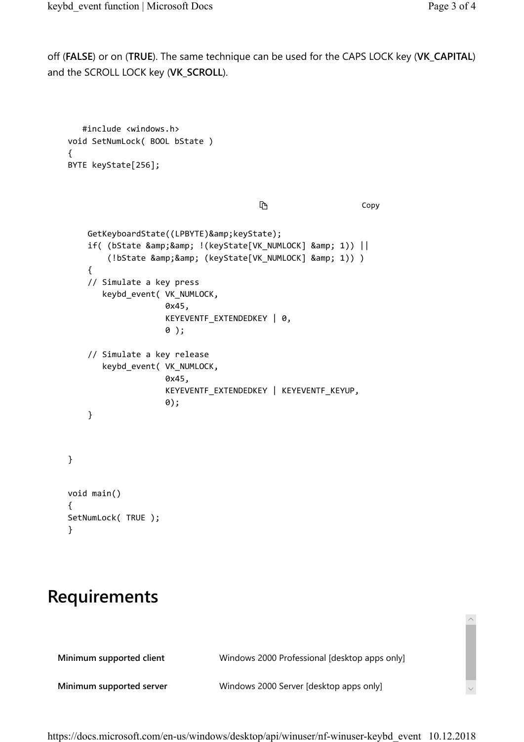off (**FALSE**) or on (**TRUE**). The same technique can be used for the CAPS LOCK key (**VK_CAPITAL**) and the SCROLL LOCK key (**VK_SCROLL**).

```
   #include <windows.h>
void SetNumLock( BOOL bState )
{
BYTE keyState[256];
```

```
    GetKeyboardState((LPBYTE)&amp;keyState);
    if( (bState &amp;&amp; !(keyState[VK_NUMLOCK] &amp; 1)) ||
        (!bState &amp;&amp; (keyState[VK_NUMLOCK] &amp; 1)) )
    {
    // Simulate a key press
       keybd_event( VK_NUMLOCK,
                    0x45,
                    KEYEVENTF_EXTENDEDKEY | 0,
                    0 );

    // Simulate a key release
       keybd_event( VK_NUMLOCK,
                    0x45,
                    KEYEVENTF_EXTENDEDKEY | KEYEVENTF_KEYUP,
                    0);
    }


}


void main()
{
SetNumLock( TRUE );
}
```

## Requirements

| | |
|---|---|
| **Minimum supported client** | Windows 2000 Professional [desktop apps only] |
| **Minimum supported server** | Windows 2000 Server [desktop apps only] |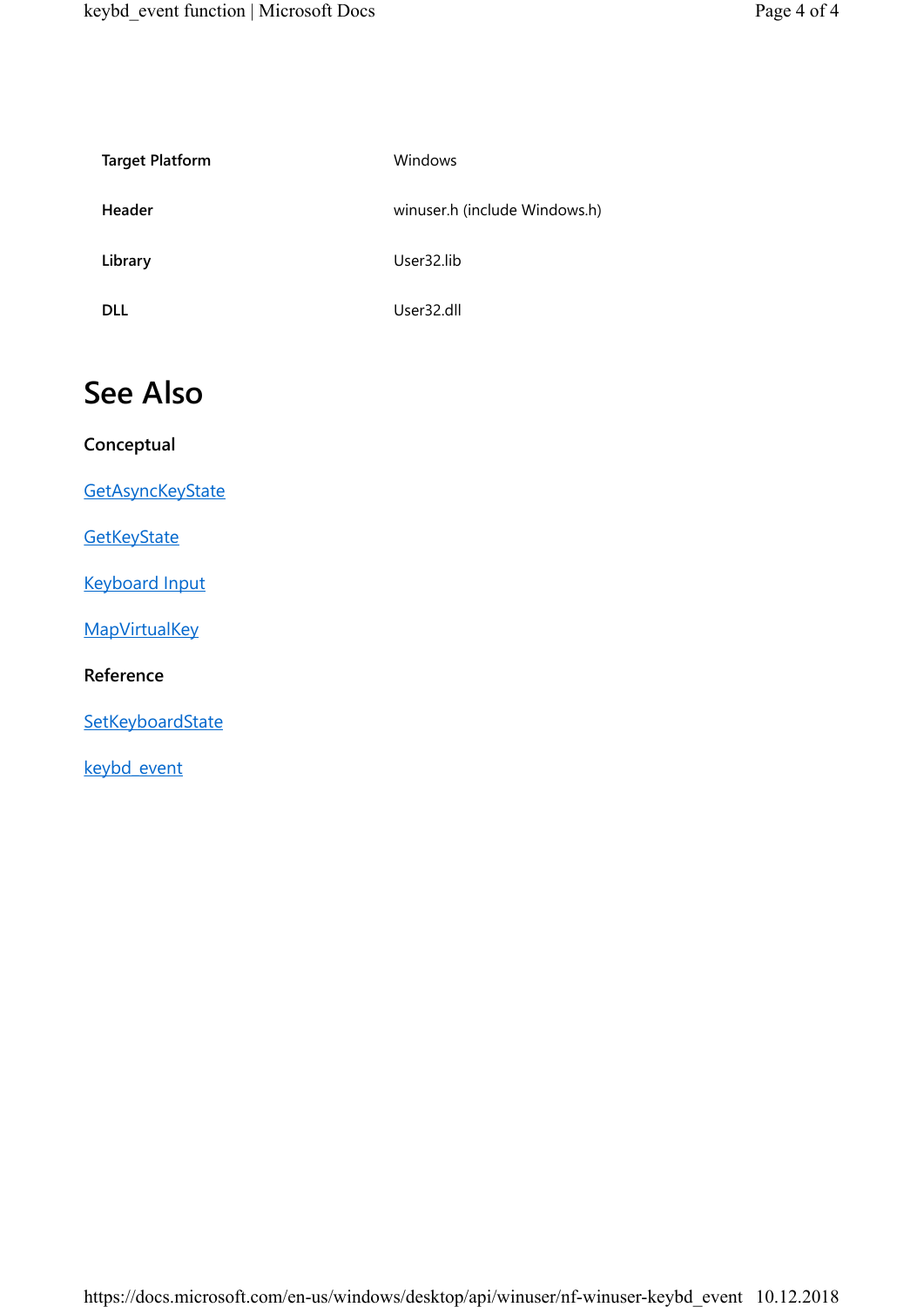| | |
|---|---|
| **Target Platform** | Windows |
| **Header** | winuser.h (include Windows.h) |
| **Library** | User32.lib |
| **DLL** | User32.dll |

# See Also

**Conceptual**

GetAsyncKeyState

GetKeyState

Keyboard Input

MapVirtualKey

**Reference**

SetKeyboardState

keybd_event